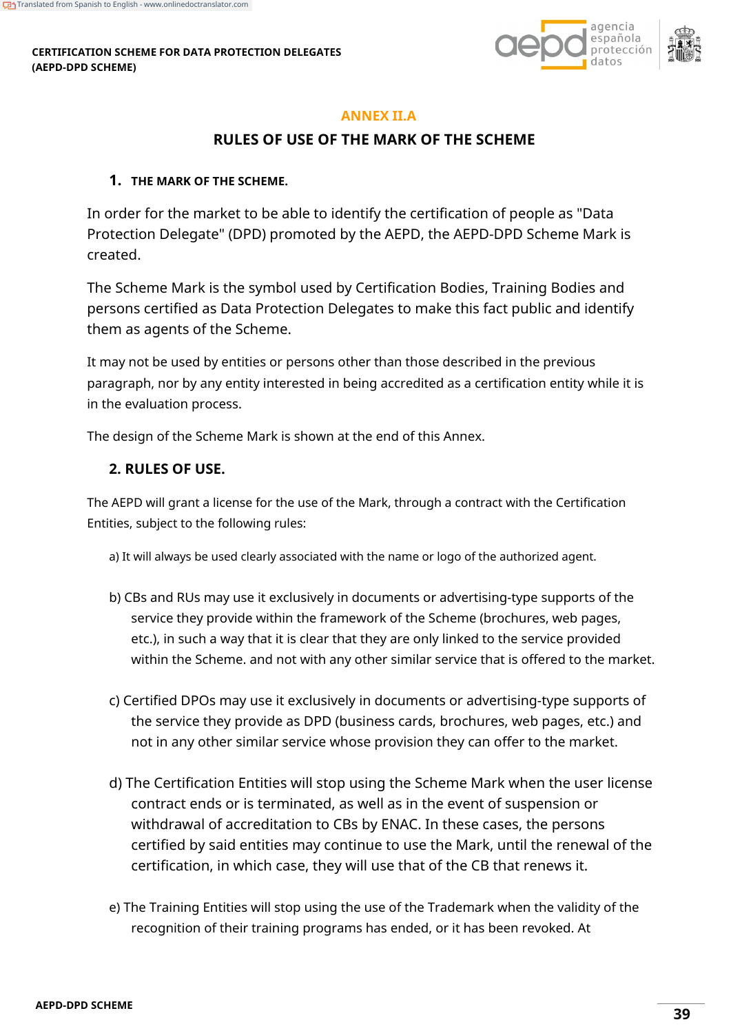## ANNEX II.A

## RULES OF USE OF THE MARK OF THE SCHEME

### 1. THE MARK OF THE SCHEME.

In order for the market to be able to identify the certification of people as "Data Protection Delegate" (DPD) promoted by the AEPD, the AEPD-DPD Scheme Mark is created.

The Scheme Mark is the symbol used by Certification Bodies, Training Bodies and persons certified as Data Protection Delegates to make this fact public and identify them as agents of the Scheme.

It may not be used by entities or persons other than those described in the previous paragraph, nor by any entity interested in being accredited as a certification entity while it is in the evaluation process.

The design of the Scheme Mark is shown at the end of this Annex.

### 2. RULES OF USE.

The AEPD will grant a license for the use of the Mark, through a contract with the Certification Entities, subject to the following rules:

a) It will always be used clearly associated with the name or logo of the authorized agent.

b) CBs and RUs may use it exclusively in documents or advertising-type supports of the service they provide within the framework of the Scheme (brochures, web pages, etc.), in such a way that it is clear that they are only linked to the service provided within the Scheme. and not with any other similar service that is offered to the market.

c) Certified DPOs may use it exclusively in documents or advertising-type supports of the service they provide as DPD (business cards, brochures, web pages, etc.) and not in any other similar service whose provision they can offer to the market.

d) The Certification Entities will stop using the Scheme Mark when the user license contract ends or is terminated, as well as in the event of suspension or withdrawal of accreditation to CBs by ENAC. In these cases, the persons certified by said entities may continue to use the Mark, until the renewal of the certification, in which case, they will use that of the CB that renews it.

e) The Training Entities will stop using the use of the Trademark when the validity of the recognition of their training programs has ended, or it has been revoked. At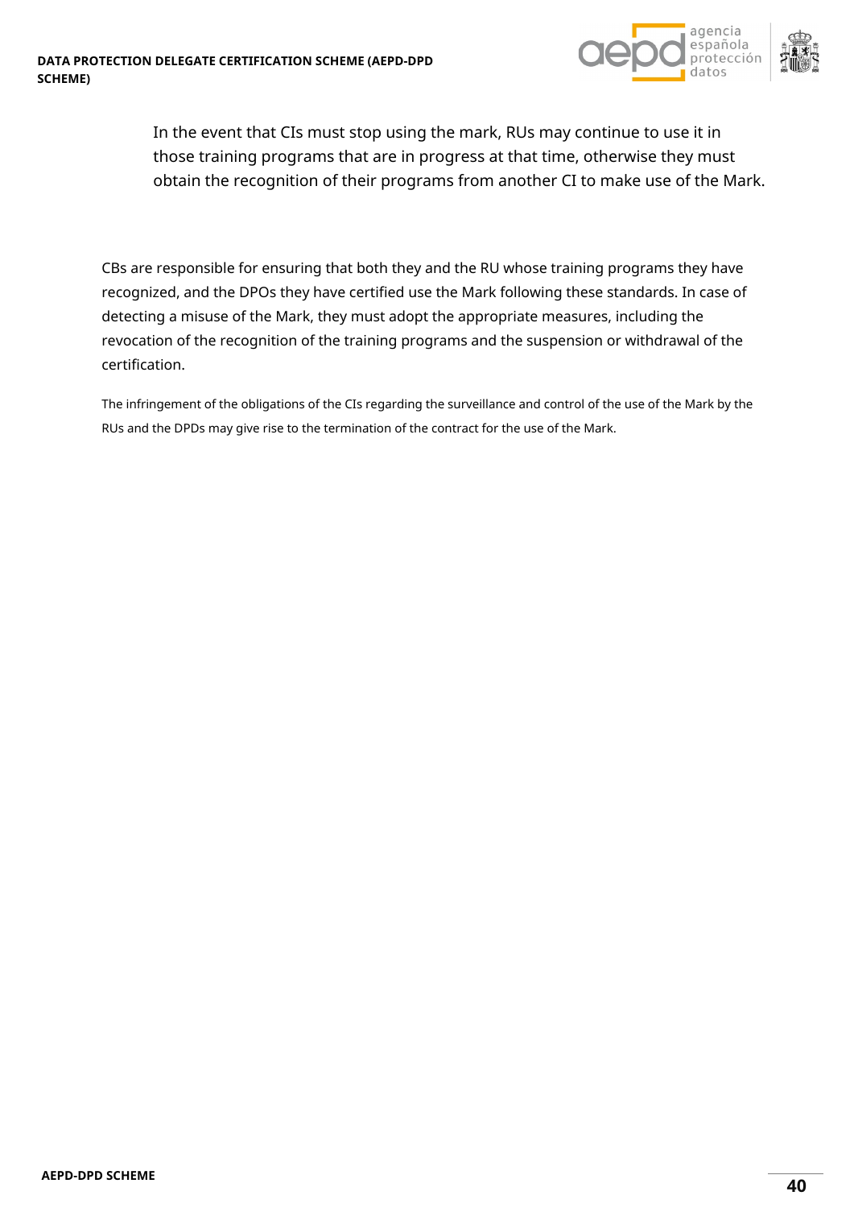In the event that CIs must stop using the mark, RUs may continue to use it in those training programs that are in progress at that time, otherwise they must obtain the recognition of their programs from another CI to make use of the Mark.

CBs are responsible for ensuring that both they and the RU whose training programs they have recognized, and the DPOs they have certified use the Mark following these standards. In case of detecting a misuse of the Mark, they must adopt the appropriate measures, including the revocation of the recognition of the training programs and the suspension or withdrawal of the certification.

The infringement of the obligations of the CIs regarding the surveillance and control of the use of the Mark by the RUs and the DPDs may give rise to the termination of the contract for the use of the Mark.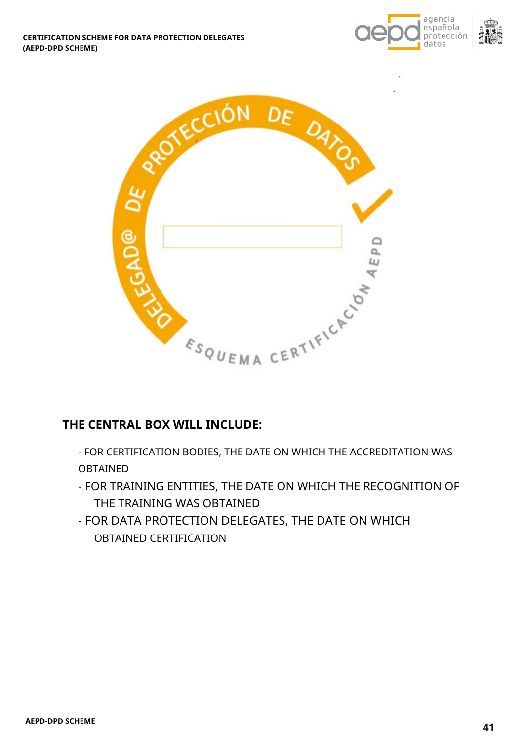DELEGAD@ DE PROTECCIÓN DE DATOS

ESQUEMA CERTIFICACIÓN AEPD

**THE CENTRAL BOX WILL INCLUDE:**

- FOR CERTIFICATION BODIES, THE DATE ON WHICH THE ACCREDITATION WAS OBTAINED
- FOR TRAINING ENTITIES, THE DATE ON WHICH THE RECOGNITION OF THE TRAINING WAS OBTAINED
- FOR DATA PROTECTION DELEGATES, THE DATE ON WHICH OBTAINED CERTIFICATION